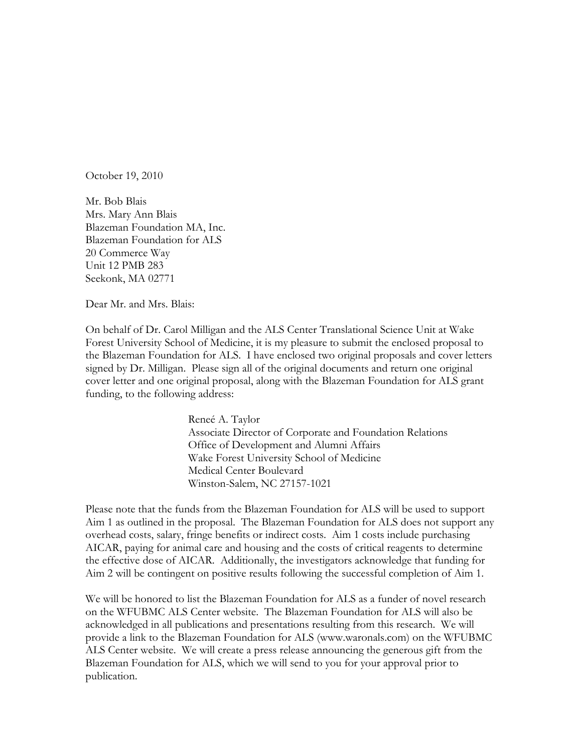October 19, 2010

Mr. Bob Blais  
Mrs. Mary Ann Blais  
Blazeman Foundation MA, Inc.  
Blazeman Foundation for ALS  
20 Commerce Way  
Unit 12 PMB 283  
Seekonk, MA 02771

Dear Mr. and Mrs. Blais:

On behalf of Dr. Carol Milligan and the ALS Center Translational Science Unit at Wake Forest University School of Medicine, it is my pleasure to submit the enclosed proposal to the Blazeman Foundation for ALS. I have enclosed two original proposals and cover letters signed by Dr. Milligan. Please sign all of the original documents and return one original cover letter and one original proposal, along with the Blazeman Foundation for ALS grant funding, to the following address:

> Reneé A. Taylor  
> Associate Director of Corporate and Foundation Relations  
> Office of Development and Alumni Affairs  
> Wake Forest University School of Medicine  
> Medical Center Boulevard  
> Winston-Salem, NC 27157-1021

Please note that the funds from the Blazeman Foundation for ALS will be used to support Aim 1 as outlined in the proposal. The Blazeman Foundation for ALS does not support any overhead costs, salary, fringe benefits or indirect costs. Aim 1 costs include purchasing AICAR, paying for animal care and housing and the costs of critical reagents to determine the effective dose of AICAR. Additionally, the investigators acknowledge that funding for Aim 2 will be contingent on positive results following the successful completion of Aim 1.

We will be honored to list the Blazeman Foundation for ALS as a funder of novel research on the WFUBMC ALS Center website. The Blazeman Foundation for ALS will also be acknowledged in all publications and presentations resulting from this research. We will provide a link to the Blazeman Foundation for ALS (www.waronals.com) on the WFUBMC ALS Center website. We will create a press release announcing the generous gift from the Blazeman Foundation for ALS, which we will send to you for your approval prior to publication.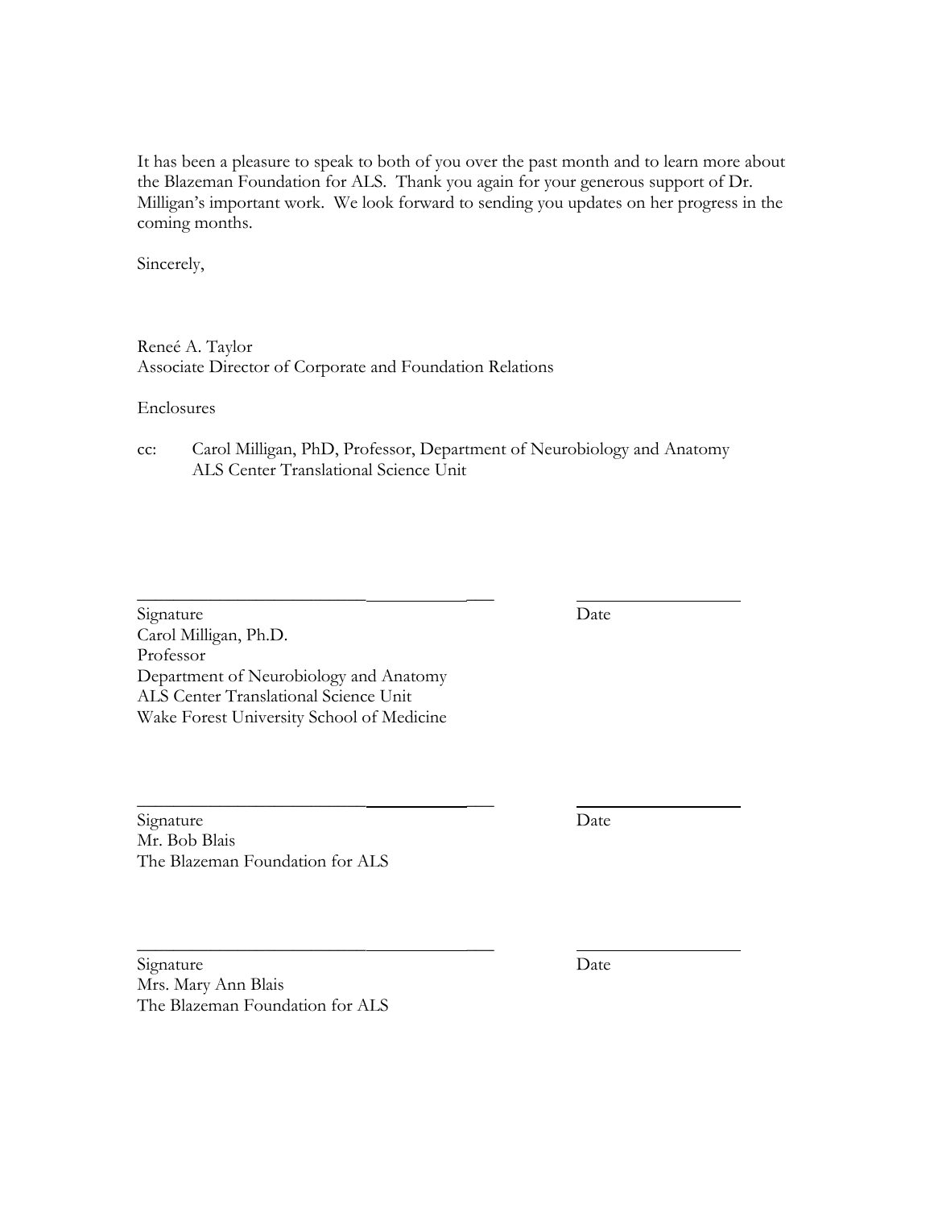It has been a pleasure to speak to both of you over the past month and to learn more about the Blazeman Foundation for ALS. Thank you again for your generous support of Dr. Milligan's important work. We look forward to sending you updates on her progress in the coming months.

Sincerely,

Reneé A. Taylor
Associate Director of Corporate and Foundation Relations

Enclosures

cc: Carol Milligan, PhD, Professor, Department of Neurobiology and Anatomy
ALS Center Translational Science Unit

_______________________________________ _______________

Signature Date
Carol Milligan, Ph.D.
Professor
Department of Neurobiology and Anatomy
ALS Center Translational Science Unit
Wake Forest University School of Medicine

_______________________________________ _______________

Signature Date
Mr. Bob Blais
The Blazeman Foundation for ALS

_______________________________________ _______________

Signature Date
Mrs. Mary Ann Blais
The Blazeman Foundation for ALS